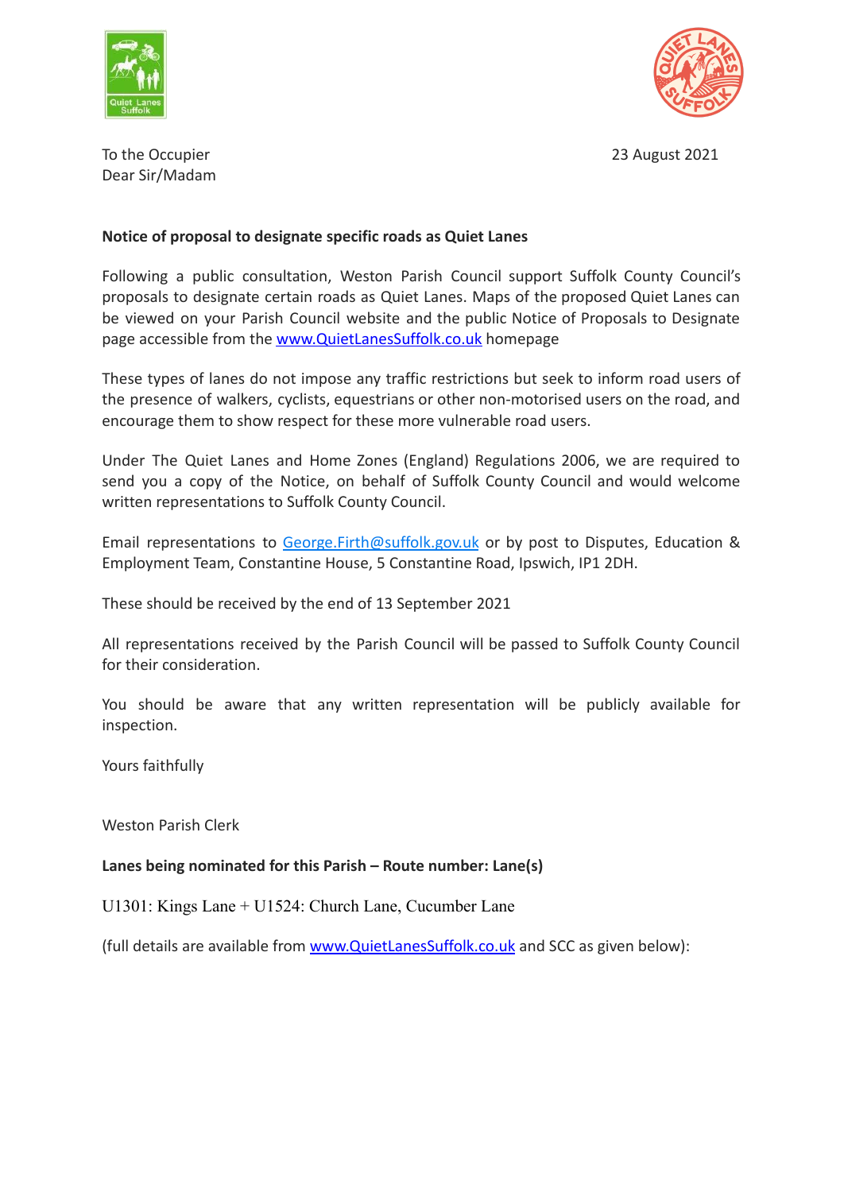To the Occupier
Dear Sir/Madam

23 August 2021

**Notice of proposal to designate specific roads as Quiet Lanes**

Following a public consultation, Weston Parish Council support Suffolk County Council's proposals to designate certain roads as Quiet Lanes. Maps of the proposed Quiet Lanes can be viewed on your Parish Council website and the public Notice of Proposals to Designate page accessible from the [www.QuietLanesSuffolk.co.uk](http://www.QuietLanesSuffolk.co.uk) homepage

These types of lanes do not impose any traffic restrictions but seek to inform road users of the presence of walkers, cyclists, equestrians or other non-motorised users on the road, and encourage them to show respect for these more vulnerable road users.

Under The Quiet Lanes and Home Zones (England) Regulations 2006, we are required to send you a copy of the Notice, on behalf of Suffolk County Council and would welcome written representations to Suffolk County Council.

Email representations to [George.Firth@suffolk.gov.uk](mailto:George.Firth@suffolk.gov.uk) or by post to Disputes, Education & Employment Team, Constantine House, 5 Constantine Road, Ipswich, IP1 2DH.

These should be received by the end of 13 September 2021

All representations received by the Parish Council will be passed to Suffolk County Council for their consideration.

You should be aware that any written representation will be publicly available for inspection.

Yours faithfully

Weston Parish Clerk

**Lanes being nominated for this Parish – Route number: Lane(s)**

U1301: Kings Lane + U1524: Church Lane, Cucumber Lane

(full details are available from [www.QuietLanesSuffolk.co.uk](http://www.QuietLanesSuffolk.co.uk) and SCC as given below):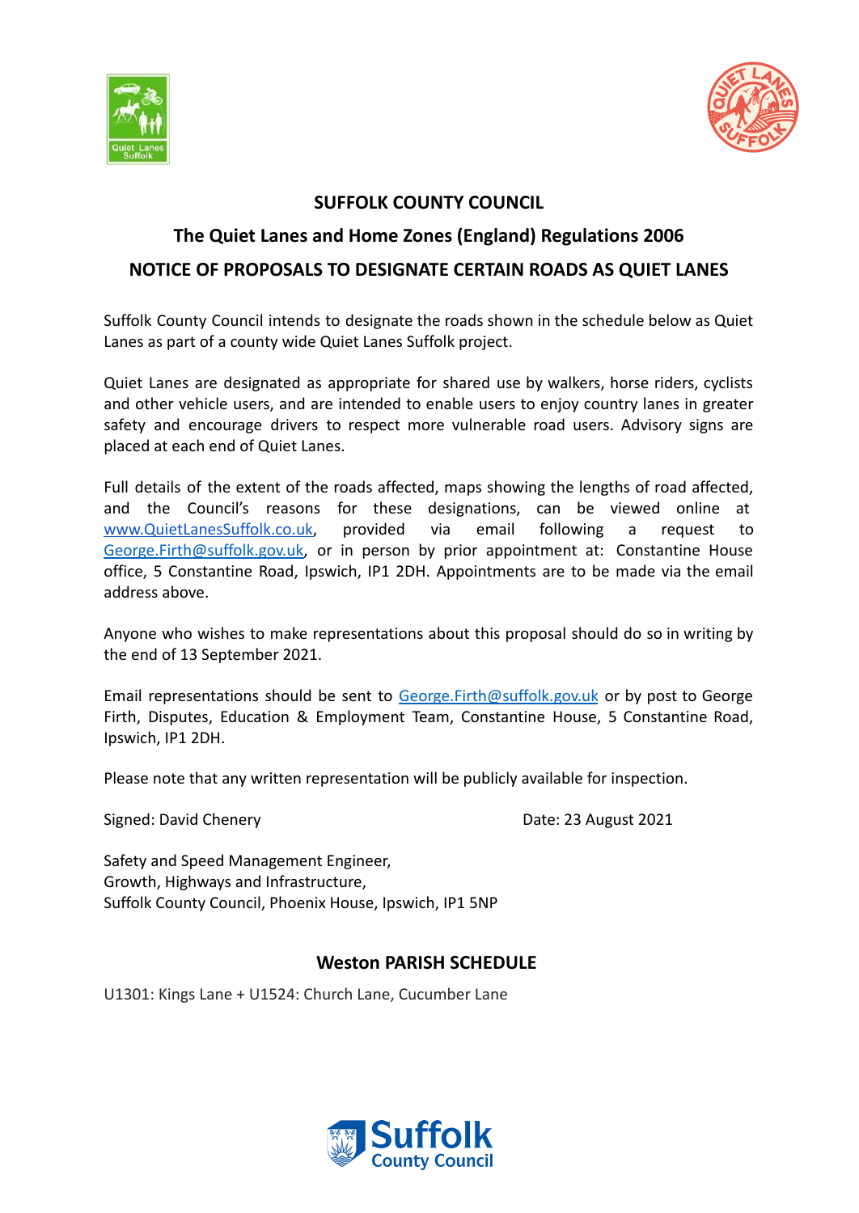# SUFFOLK COUNTY COUNCIL

## The Quiet Lanes and Home Zones (England) Regulations 2006

## NOTICE OF PROPOSALS TO DESIGNATE CERTAIN ROADS AS QUIET LANES

Suffolk County Council intends to designate the roads shown in the schedule below as Quiet Lanes as part of a county wide Quiet Lanes Suffolk project.

Quiet Lanes are designated as appropriate for shared use by walkers, horse riders, cyclists and other vehicle users, and are intended to enable users to enjoy country lanes in greater safety and encourage drivers to respect more vulnerable road users. Advisory signs are placed at each end of Quiet Lanes.

Full details of the extent of the roads affected, maps showing the lengths of road affected, and the Council's reasons for these designations, can be viewed online at www.QuietLanesSuffolk.co.uk, provided via email following a request to George.Firth@suffolk.gov.uk, or in person by prior appointment at: Constantine House office, 5 Constantine Road, Ipswich, IP1 2DH. Appointments are to be made via the email address above.

Anyone who wishes to make representations about this proposal should do so in writing by the end of 13 September 2021.

Email representations should be sent to George.Firth@suffolk.gov.uk or by post to George Firth, Disputes, Education & Employment Team, Constantine House, 5 Constantine Road, Ipswich, IP1 2DH.

Please note that any written representation will be publicly available for inspection.

Signed: David Chenery

Date: 23 August 2021

Safety and Speed Management Engineer,
Growth, Highways and Infrastructure,
Suffolk County Council, Phoenix House, Ipswich, IP1 5NP

## Weston PARISH SCHEDULE

U1301: Kings Lane + U1524: Church Lane, Cucumber Lane